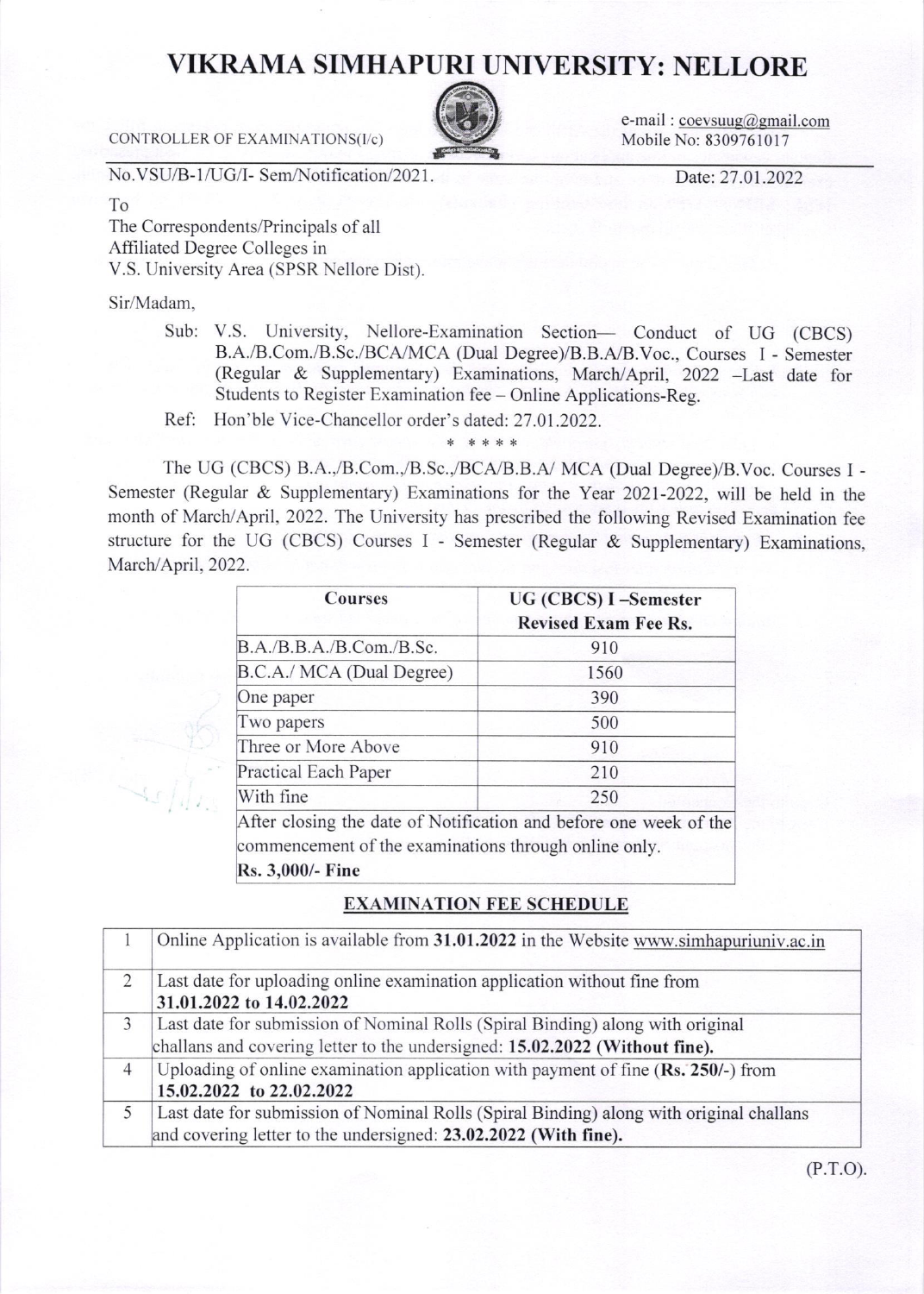# VIKRAMA SIMHAPURI UNIVERSITY: NELLORE

CONTROLLER OF EXAMINATIONS(I/c)

e-mail : coevsuug@gmail.com
Mobile No: 8309761017

No.VSU/B-1/UG/I- Sem/Notification/2021.

Date: 27.01.2022

To
The Correspondents/Principals of all
Affiliated Degree Colleges in
V.S. University Area (SPSR Nellore Dist).

Sir/Madam,

Sub: V.S. University, Nellore-Examination Section— Conduct of UG (CBCS) B.A./B.Com./B.Sc./BCA/MCA (Dual Degree)/B.B.A/B.Voc., Courses I - Semester (Regular & Supplementary) Examinations, March/April, 2022 –Last date for Students to Register Examination fee – Online Applications-Reg.

Ref: Hon'ble Vice-Chancellor order's dated: 27.01.2022.

\* \* \* \* \*

The UG (CBCS) B.A.,/B.Com.,/B.Sc.,/BCA/B.B.A/ MCA (Dual Degree)/B.Voc. Courses I - Semester (Regular & Supplementary) Examinations for the Year 2021-2022, will be held in the month of March/April, 2022. The University has prescribed the following Revised Examination fee structure for the UG (CBCS) Courses I - Semester (Regular & Supplementary) Examinations, March/April, 2022.

| Courses | UG (CBCS) I –Semester Revised Exam Fee Rs. |
|---|---|
| B.A./B.B.A./B.Com./B.Sc. | 910 |
| B.C.A./ MCA (Dual Degree) | 1560 |
| One paper | 390 |
| Two papers | 500 |
| Three or More Above | 910 |
| Practical Each Paper | 210 |
| With fine | 250 |
| After closing the date of Notification and before one week of the commencement of the examinations through online only. **Rs. 3,000/- Fine** | |

## EXAMINATION FEE SCHEDULE

| | |
|---|---|
| 1 | Online Application is available from **31.01.2022** in the Website www.simhapuriuniv.ac.in |
| 2 | Last date for uploading online examination application without fine from **31.01.2022 to 14.02.2022** |
| 3 | Last date for submission of Nominal Rolls (Spiral Binding) along with original challans and covering letter to the undersigned: **15.02.2022 (Without fine).** |
| 4 | Uploading of online examination application with payment of fine (**Rs. 250/-**) from **15.02.2022 to 22.02.2022** |
| 5 | Last date for submission of Nominal Rolls (Spiral Binding) along with original challans and covering letter to the undersigned: **23.02.2022 (With fine).** |

(P.T.O).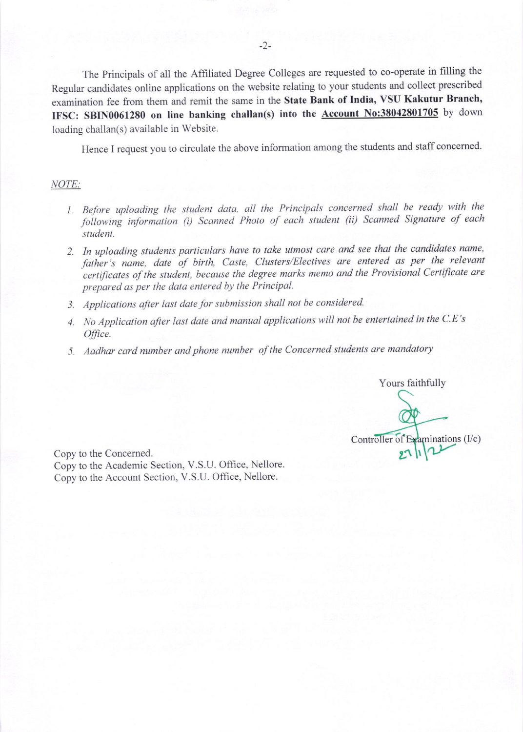The Principals of all the Affiliated Degree Colleges are requested to co-operate in filling the Regular candidates online applications on the website relating to your students and collect prescribed examination fee from them and remit the same in the **State Bank of India, VSU Kakutur Branch, IFSC: SBIN0061280 on line banking challan(s) into the Account No:38042801705** by down loading challan(s) available in Website.

Hence I request you to circulate the above information among the students and staff concerned.

NOTE:

1. *Before uploading the student data, all the Principals concerned shall be ready with the following information (i) Scanned Photo of each student (ii) Scanned Signature of each student.*
2. *In uploading students particulars have to take utmost care and see that the candidates name, father's name, date of birth, Caste, Clusters/Electives are entered as per the relevant certificates of the student, because the degree marks memo and the Provisional Certificate are prepared as per the data entered by the Principal.*
3. *Applications after last date for submission shall not be considered.*
4. *No Application after last date and manual applications will not be entertained in the C.E's Office.*
5. *Aadhar card number and phone number of the Concerned students are mandatory*

Yours faithfully

Controller of Examinations (I/c)
27/1/22

Copy to the Concerned.
Copy to the Academic Section, V.S.U. Office, Nellore.
Copy to the Account Section, V.S.U. Office, Nellore.